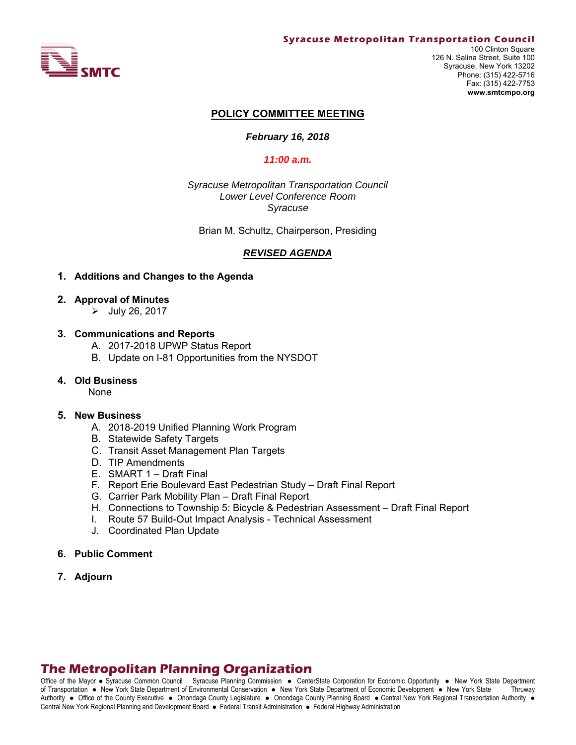**Syracuse Metropolitan Transportation Council**

100 Clinton Square
126 N. Salina Street, Suite 100
Syracuse, New York 13202
Phone: (315) 422-5716
Fax: (315) 422-7753
**www.smtcmpo.org**

# POLICY COMMITTEE MEETING

***February 16, 2018***

***11:00 a.m.***

*Syracuse Metropolitan Transportation Council*
*Lower Level Conference Room*
*Syracuse*

Brian M. Schultz, Chairperson, Presiding

## *REVISED AGENDA*

1. **Additions and Changes to the Agenda**

2. **Approval of Minutes**
   - July 26, 2017

3. **Communications and Reports**
   - A. 2017-2018 UPWP Status Report
   - B. Update on I-81 Opportunities from the NYSDOT

4. **Old Business**
   None

5. **New Business**
   - A. 2018-2019 Unified Planning Work Program
   - B. Statewide Safety Targets
   - C. Transit Asset Management Plan Targets
   - D. TIP Amendments
   - E. SMART 1 – Draft Final
   - F. Report Erie Boulevard East Pedestrian Study – Draft Final Report
   - G. Carrier Park Mobility Plan – Draft Final Report
   - H. Connections to Township 5: Bicycle & Pedestrian Assessment – Draft Final Report
   - I. Route 57 Build-Out Impact Analysis - Technical Assessment
   - J. Coordinated Plan Update

6. **Public Comment**

7. **Adjourn**

**The Metropolitan Planning Organization**

Office of the Mayor ● Syracuse Common Council Syracuse Planning Commission ● CenterState Corporation for Economic Opportunity ● New York State Department of Transportation ● New York State Department of Environmental Conservation ● New York State Department of Economic Development ● New York State Thruway Authority ● Office of the County Executive ● Onondaga County Legislature ● Onondaga County Planning Board ● Central New York Regional Transportation Authority ● Central New York Regional Planning and Development Board ● Federal Transit Administration ● Federal Highway Administration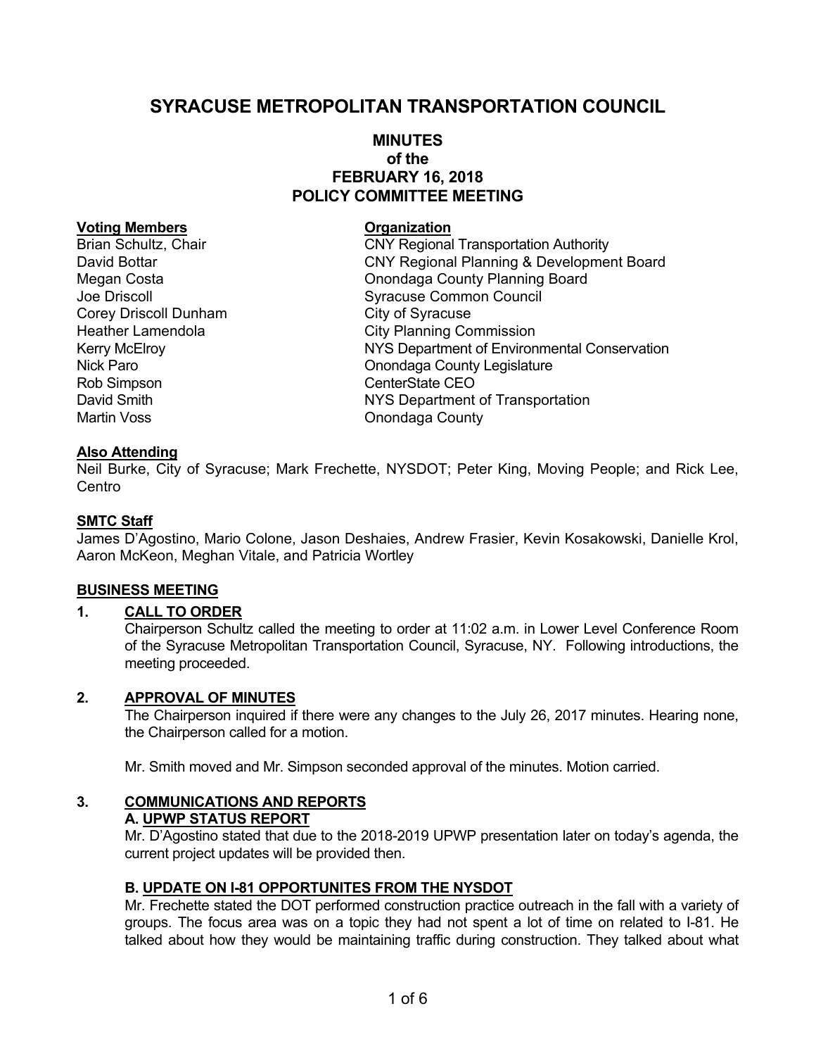# SYRACUSE METROPOLITAN TRANSPORTATION COUNCIL

## MINUTES
## of the
## FEBRUARY 16, 2018
## POLICY COMMITTEE MEETING

| **Voting Members** | **Organization** |
|---|---|
| Brian Schultz, Chair | CNY Regional Transportation Authority |
| David Bottar | CNY Regional Planning & Development Board |
| Megan Costa | Onondaga County Planning Board |
| Joe Driscoll | Syracuse Common Council |
| Corey Driscoll Dunham | City of Syracuse |
| Heather Lamendola | City Planning Commission |
| Kerry McElroy | NYS Department of Environmental Conservation |
| Nick Paro | Onondaga County Legislature |
| Rob Simpson | CenterState CEO |
| David Smith | NYS Department of Transportation |
| Martin Voss | Onondaga County |

**Also Attending**

Neil Burke, City of Syracuse; Mark Frechette, NYSDOT; Peter King, Moving People; and Rick Lee, Centro

**SMTC Staff**

James D'Agostino, Mario Colone, Jason Deshaies, Andrew Frasier, Kevin Kosakowski, Danielle Krol, Aaron McKeon, Meghan Vitale, and Patricia Wortley

**BUSINESS MEETING**

**1. CALL TO ORDER**

Chairperson Schultz called the meeting to order at 11:02 a.m. in Lower Level Conference Room of the Syracuse Metropolitan Transportation Council, Syracuse, NY. Following introductions, the meeting proceeded.

**2. APPROVAL OF MINUTES**

The Chairperson inquired if there were any changes to the July 26, 2017 minutes. Hearing none, the Chairperson called for a motion.

Mr. Smith moved and Mr. Simpson seconded approval of the minutes. Motion carried.

**3. COMMUNICATIONS AND REPORTS**

**A. UPWP STATUS REPORT**

Mr. D'Agostino stated that due to the 2018-2019 UPWP presentation later on today's agenda, the current project updates will be provided then.

**B. UPDATE ON I-81 OPPORTUNITES FROM THE NYSDOT**

Mr. Frechette stated the DOT performed construction practice outreach in the fall with a variety of groups. The focus area was on a topic they had not spent a lot of time on related to I-81. He talked about how they would be maintaining traffic during construction. They talked about what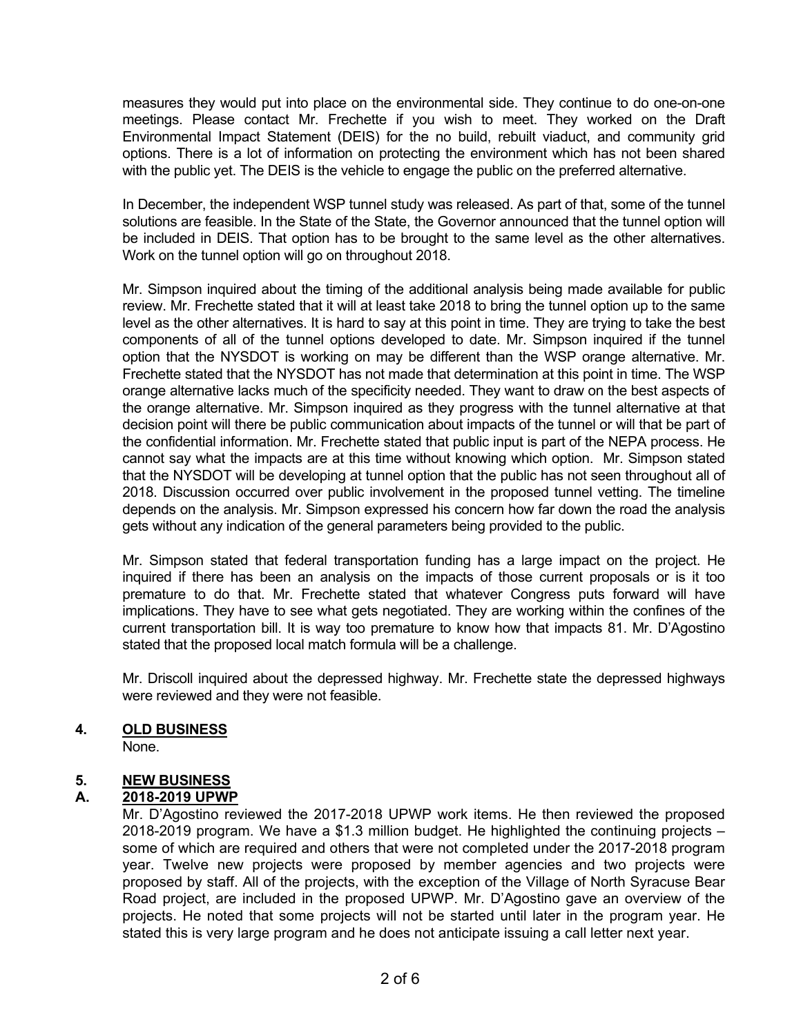measures they would put into place on the environmental side. They continue to do one-on-one meetings. Please contact Mr. Frechette if you wish to meet. They worked on the Draft Environmental Impact Statement (DEIS) for the no build, rebuilt viaduct, and community grid options. There is a lot of information on protecting the environment which has not been shared with the public yet. The DEIS is the vehicle to engage the public on the preferred alternative.

In December, the independent WSP tunnel study was released. As part of that, some of the tunnel solutions are feasible. In the State of the State, the Governor announced that the tunnel option will be included in DEIS. That option has to be brought to the same level as the other alternatives. Work on the tunnel option will go on throughout 2018.

Mr. Simpson inquired about the timing of the additional analysis being made available for public review. Mr. Frechette stated that it will at least take 2018 to bring the tunnel option up to the same level as the other alternatives. It is hard to say at this point in time. They are trying to take the best components of all of the tunnel options developed to date. Mr. Simpson inquired if the tunnel option that the NYSDOT is working on may be different than the WSP orange alternative. Mr. Frechette stated that the NYSDOT has not made that determination at this point in time. The WSP orange alternative lacks much of the specificity needed. They want to draw on the best aspects of the orange alternative. Mr. Simpson inquired as they progress with the tunnel alternative at that decision point will there be public communication about impacts of the tunnel or will that be part of the confidential information. Mr. Frechette stated that public input is part of the NEPA process. He cannot say what the impacts are at this time without knowing which option. Mr. Simpson stated that the NYSDOT will be developing at tunnel option that the public has not seen throughout all of 2018. Discussion occurred over public involvement in the proposed tunnel vetting. The timeline depends on the analysis. Mr. Simpson expressed his concern how far down the road the analysis gets without any indication of the general parameters being provided to the public.

Mr. Simpson stated that federal transportation funding has a large impact on the project. He inquired if there has been an analysis on the impacts of those current proposals or is it too premature to do that. Mr. Frechette stated that whatever Congress puts forward will have implications. They have to see what gets negotiated. They are working within the confines of the current transportation bill. It is way too premature to know how that impacts 81. Mr. D'Agostino stated that the proposed local match formula will be a challenge.

Mr. Driscoll inquired about the depressed highway. Mr. Frechette state the depressed highways were reviewed and they were not feasible.

## 4. OLD BUSINESS

None.

## 5. NEW BUSINESS

### A. 2018-2019 UPWP

Mr. D'Agostino reviewed the 2017-2018 UPWP work items. He then reviewed the proposed 2018-2019 program. We have a $1.3 million budget. He highlighted the continuing projects – some of which are required and others that were not completed under the 2017-2018 program year. Twelve new projects were proposed by member agencies and two projects were proposed by staff. All of the projects, with the exception of the Village of North Syracuse Bear Road project, are included in the proposed UPWP. Mr. D'Agostino gave an overview of the projects. He noted that some projects will not be started until later in the program year. He stated this is very large program and he does not anticipate issuing a call letter next year.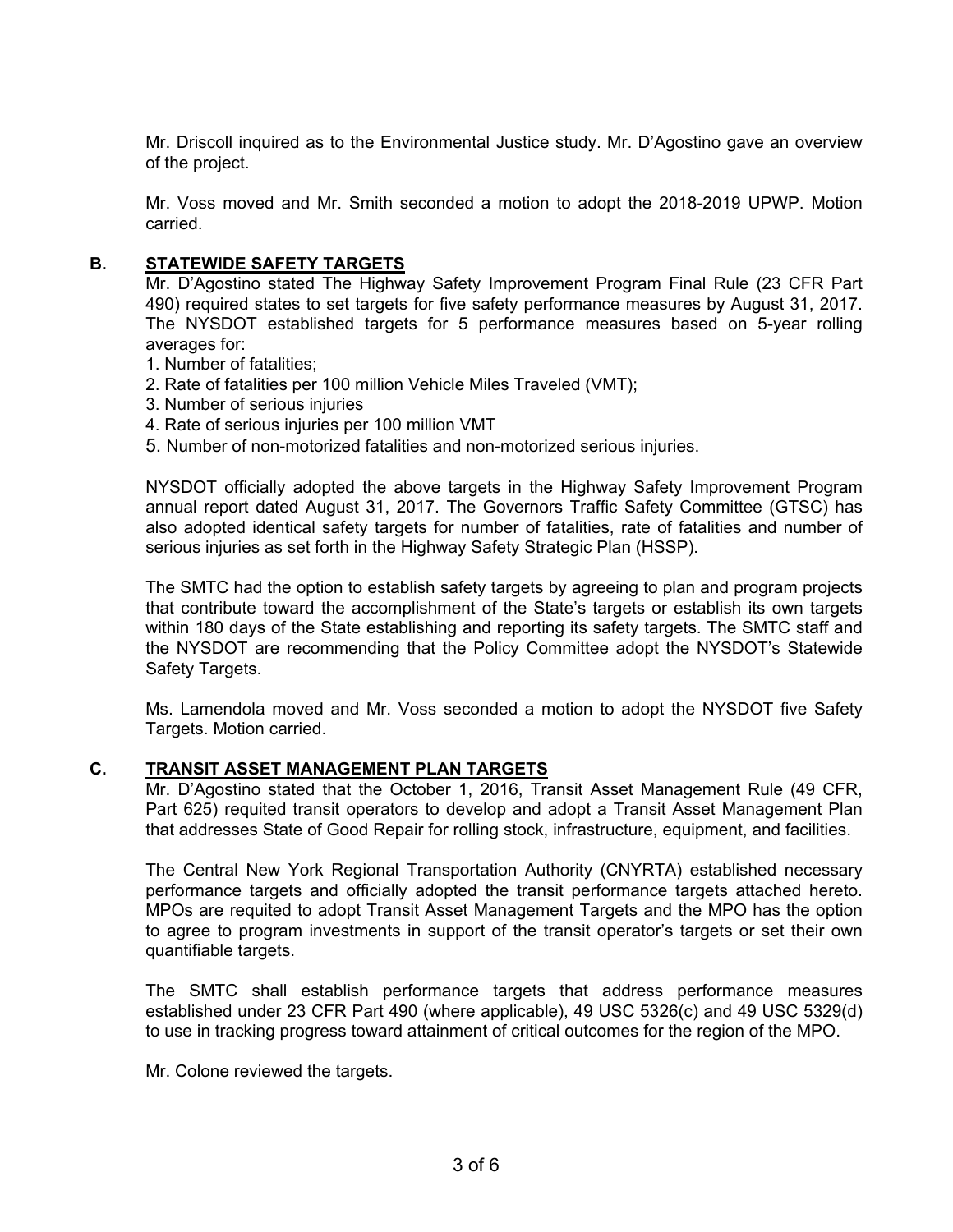Mr. Driscoll inquired as to the Environmental Justice study. Mr. D'Agostino gave an overview of the project.

Mr. Voss moved and Mr. Smith seconded a motion to adopt the 2018-2019 UPWP. Motion carried.

### B. STATEWIDE SAFETY TARGETS

Mr. D'Agostino stated The Highway Safety Improvement Program Final Rule (23 CFR Part 490) required states to set targets for five safety performance measures by August 31, 2017. The NYSDOT established targets for 5 performance measures based on 5-year rolling averages for:

1. Number of fatalities;
2. Rate of fatalities per 100 million Vehicle Miles Traveled (VMT);
3. Number of serious injuries
4. Rate of serious injuries per 100 million VMT
5. Number of non-motorized fatalities and non-motorized serious injuries.

NYSDOT officially adopted the above targets in the Highway Safety Improvement Program annual report dated August 31, 2017. The Governors Traffic Safety Committee (GTSC) has also adopted identical safety targets for number of fatalities, rate of fatalities and number of serious injuries as set forth in the Highway Safety Strategic Plan (HSSP).

The SMTC had the option to establish safety targets by agreeing to plan and program projects that contribute toward the accomplishment of the State's targets or establish its own targets within 180 days of the State establishing and reporting its safety targets. The SMTC staff and the NYSDOT are recommending that the Policy Committee adopt the NYSDOT's Statewide Safety Targets.

Ms. Lamendola moved and Mr. Voss seconded a motion to adopt the NYSDOT five Safety Targets. Motion carried.

### C. TRANSIT ASSET MANAGEMENT PLAN TARGETS

Mr. D'Agostino stated that the October 1, 2016, Transit Asset Management Rule (49 CFR, Part 625) requited transit operators to develop and adopt a Transit Asset Management Plan that addresses State of Good Repair for rolling stock, infrastructure, equipment, and facilities.

The Central New York Regional Transportation Authority (CNYRTA) established necessary performance targets and officially adopted the transit performance targets attached hereto. MPOs are requited to adopt Transit Asset Management Targets and the MPO has the option to agree to program investments in support of the transit operator's targets or set their own quantifiable targets.

The SMTC shall establish performance targets that address performance measures established under 23 CFR Part 490 (where applicable), 49 USC 5326(c) and 49 USC 5329(d) to use in tracking progress toward attainment of critical outcomes for the region of the MPO.

Mr. Colone reviewed the targets.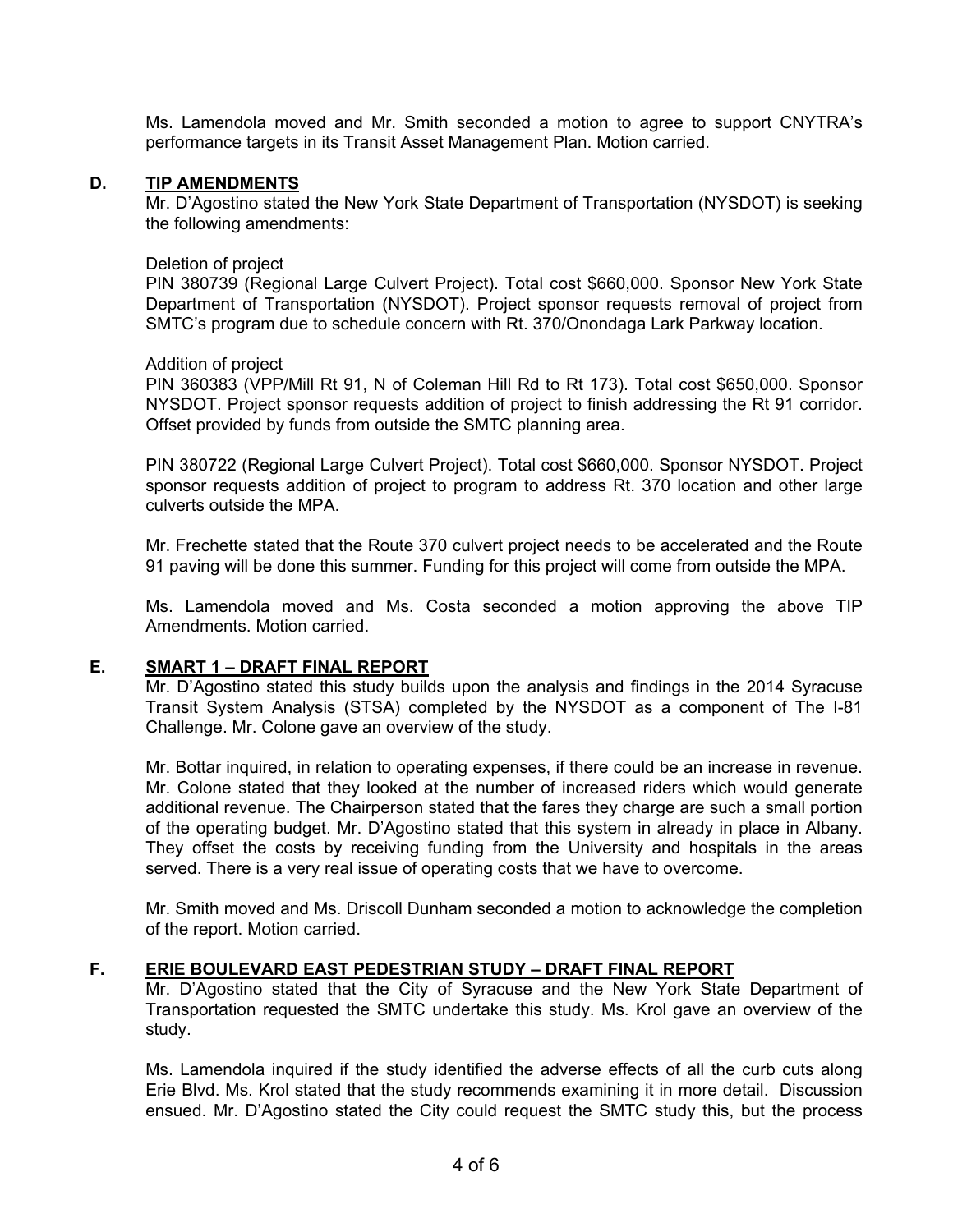Ms. Lamendola moved and Mr. Smith seconded a motion to agree to support CNYTRA's performance targets in its Transit Asset Management Plan. Motion carried.

## D. <u>TIP AMENDMENTS</u>

Mr. D'Agostino stated the New York State Department of Transportation (NYSDOT) is seeking the following amendments:

Deletion of project

PIN 380739 (Regional Large Culvert Project). Total cost $660,000. Sponsor New York State Department of Transportation (NYSDOT). Project sponsor requests removal of project from SMTC's program due to schedule concern with Rt. 370/Onondaga Lark Parkway location.

Addition of project

PIN 360383 (VPP/Mill Rt 91, N of Coleman Hill Rd to Rt 173). Total cost $650,000. Sponsor NYSDOT. Project sponsor requests addition of project to finish addressing the Rt 91 corridor. Offset provided by funds from outside the SMTC planning area.

PIN 380722 (Regional Large Culvert Project). Total cost $660,000. Sponsor NYSDOT. Project sponsor requests addition of project to program to address Rt. 370 location and other large culverts outside the MPA.

Mr. Frechette stated that the Route 370 culvert project needs to be accelerated and the Route 91 paving will be done this summer. Funding for this project will come from outside the MPA.

Ms. Lamendola moved and Ms. Costa seconded a motion approving the above TIP Amendments. Motion carried.

## E. <u>SMART 1 – DRAFT FINAL REPORT</u>

Mr. D'Agostino stated this study builds upon the analysis and findings in the 2014 Syracuse Transit System Analysis (STSA) completed by the NYSDOT as a component of The I-81 Challenge. Mr. Colone gave an overview of the study.

Mr. Bottar inquired, in relation to operating expenses, if there could be an increase in revenue. Mr. Colone stated that they looked at the number of increased riders which would generate additional revenue. The Chairperson stated that the fares they charge are such a small portion of the operating budget. Mr. D'Agostino stated that this system in already in place in Albany. They offset the costs by receiving funding from the University and hospitals in the areas served. There is a very real issue of operating costs that we have to overcome.

Mr. Smith moved and Ms. Driscoll Dunham seconded a motion to acknowledge the completion of the report. Motion carried.

## F. <u>ERIE BOULEVARD EAST PEDESTRIAN STUDY – DRAFT FINAL REPORT</u>

Mr. D'Agostino stated that the City of Syracuse and the New York State Department of Transportation requested the SMTC undertake this study. Ms. Krol gave an overview of the study.

Ms. Lamendola inquired if the study identified the adverse effects of all the curb cuts along Erie Blvd. Ms. Krol stated that the study recommends examining it in more detail. Discussion ensued. Mr. D'Agostino stated the City could request the SMTC study this, but the process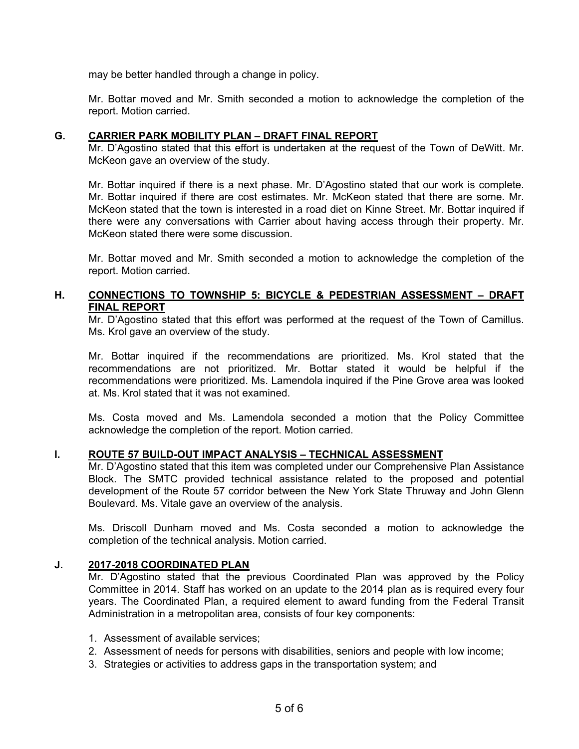may be better handled through a change in policy.

Mr. Bottar moved and Mr. Smith seconded a motion to acknowledge the completion of the report. Motion carried.

### G. CARRIER PARK MOBILITY PLAN – DRAFT FINAL REPORT

Mr. D'Agostino stated that this effort is undertaken at the request of the Town of DeWitt. Mr. McKeon gave an overview of the study.

Mr. Bottar inquired if there is a next phase. Mr. D'Agostino stated that our work is complete. Mr. Bottar inquired if there are cost estimates. Mr. McKeon stated that there are some. Mr. McKeon stated that the town is interested in a road diet on Kinne Street. Mr. Bottar inquired if there were any conversations with Carrier about having access through their property. Mr. McKeon stated there were some discussion.

Mr. Bottar moved and Mr. Smith seconded a motion to acknowledge the completion of the report. Motion carried.

### H. CONNECTIONS TO TOWNSHIP 5: BICYCLE & PEDESTRIAN ASSESSMENT – DRAFT FINAL REPORT

Mr. D'Agostino stated that this effort was performed at the request of the Town of Camillus. Ms. Krol gave an overview of the study.

Mr. Bottar inquired if the recommendations are prioritized. Ms. Krol stated that the recommendations are not prioritized. Mr. Bottar stated it would be helpful if the recommendations were prioritized. Ms. Lamendola inquired if the Pine Grove area was looked at. Ms. Krol stated that it was not examined.

Ms. Costa moved and Ms. Lamendola seconded a motion that the Policy Committee acknowledge the completion of the report. Motion carried.

### I. ROUTE 57 BUILD-OUT IMPACT ANALYSIS – TECHNICAL ASSESSMENT

Mr. D'Agostino stated that this item was completed under our Comprehensive Plan Assistance Block. The SMTC provided technical assistance related to the proposed and potential development of the Route 57 corridor between the New York State Thruway and John Glenn Boulevard. Ms. Vitale gave an overview of the analysis.

Ms. Driscoll Dunham moved and Ms. Costa seconded a motion to acknowledge the completion of the technical analysis. Motion carried.

### J. 2017-2018 COORDINATED PLAN

Mr. D'Agostino stated that the previous Coordinated Plan was approved by the Policy Committee in 2014. Staff has worked on an update to the 2014 plan as is required every four years. The Coordinated Plan, a required element to award funding from the Federal Transit Administration in a metropolitan area, consists of four key components:

1. Assessment of available services;
2. Assessment of needs for persons with disabilities, seniors and people with low income;
3. Strategies or activities to address gaps in the transportation system; and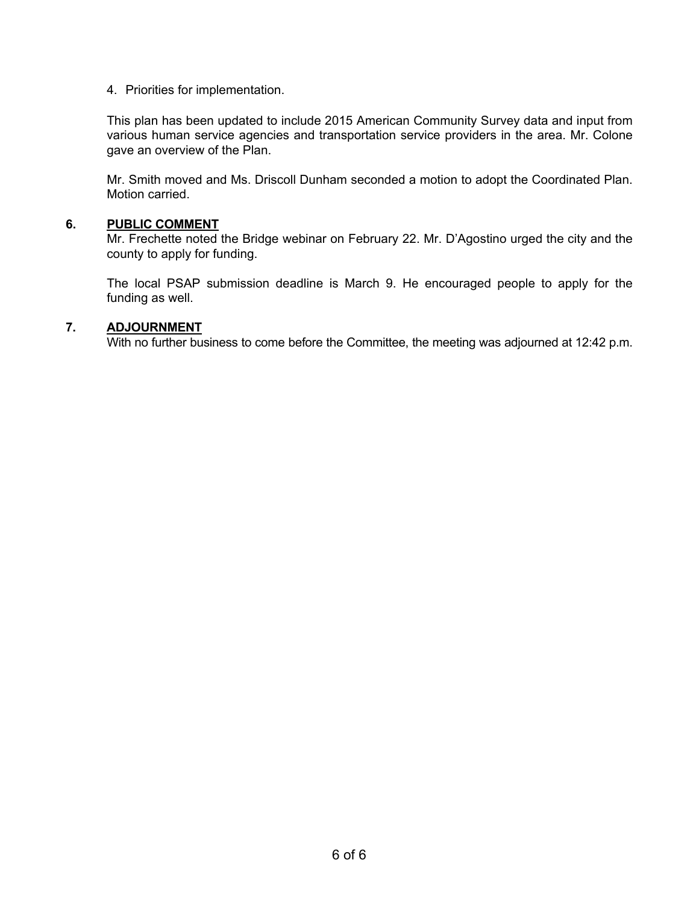4. Priorities for implementation.

This plan has been updated to include 2015 American Community Survey data and input from various human service agencies and transportation service providers in the area. Mr. Colone gave an overview of the Plan.

Mr. Smith moved and Ms. Driscoll Dunham seconded a motion to adopt the Coordinated Plan. Motion carried.

## 6. PUBLIC COMMENT

Mr. Frechette noted the Bridge webinar on February 22. Mr. D'Agostino urged the city and the county to apply for funding.

The local PSAP submission deadline is March 9. He encouraged people to apply for the funding as well.

## 7. ADJOURNMENT

With no further business to come before the Committee, the meeting was adjourned at 12:42 p.m.